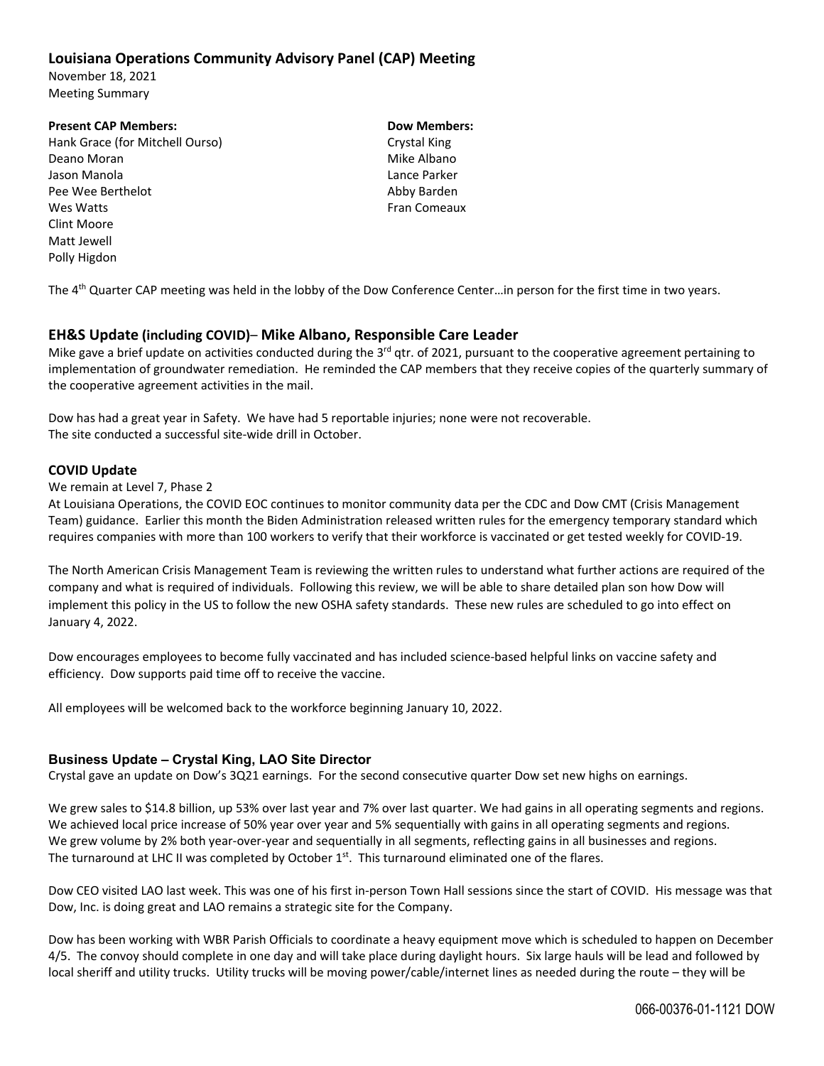## Louisiana Operations Community Advisory Panel (CAP) Meeting

November 18, 2021
Meeting Summary

**Present CAP Members:**
Hank Grace (for Mitchell Ourso)
Deano Moran
Jason Manola
Pee Wee Berthelot
Wes Watts
Clint Moore
Matt Jewell
Polly Higdon

**Dow Members:**
Crystal King
Mike Albano
Lance Parker
Abby Barden
Fran Comeaux

The 4th Quarter CAP meeting was held in the lobby of the Dow Conference Center…in person for the first time in two years.

### EH&S Update (including COVID)– Mike Albano, Responsible Care Leader

Mike gave a brief update on activities conducted during the 3rd qtr. of 2021, pursuant to the cooperative agreement pertaining to implementation of groundwater remediation. He reminded the CAP members that they receive copies of the quarterly summary of the cooperative agreement activities in the mail.

Dow has had a great year in Safety. We have had 5 reportable injuries; none were not recoverable.
The site conducted a successful site-wide drill in October.

#### COVID Update

We remain at Level 7, Phase 2
At Louisiana Operations, the COVID EOC continues to monitor community data per the CDC and Dow CMT (Crisis Management Team) guidance. Earlier this month the Biden Administration released written rules for the emergency temporary standard which requires companies with more than 100 workers to verify that their workforce is vaccinated or get tested weekly for COVID-19.

The North American Crisis Management Team is reviewing the written rules to understand what further actions are required of the company and what is required of individuals. Following this review, we will be able to share detailed plan son how Dow will implement this policy in the US to follow the new OSHA safety standards. These new rules are scheduled to go into effect on January 4, 2022.

Dow encourages employees to become fully vaccinated and has included science-based helpful links on vaccine safety and efficiency. Dow supports paid time off to receive the vaccine.

All employees will be welcomed back to the workforce beginning January 10, 2022.

### Business Update – Crystal King, LAO Site Director

Crystal gave an update on Dow's 3Q21 earnings. For the second consecutive quarter Dow set new highs on earnings.

We grew sales to $14.8 billion, up 53% over last year and 7% over last quarter. We had gains in all operating segments and regions.
We achieved local price increase of 50% year over year and 5% sequentially with gains in all operating segments and regions.
We grew volume by 2% both year-over-year and sequentially in all segments, reflecting gains in all businesses and regions.
The turnaround at LHC II was completed by October 1st. This turnaround eliminated one of the flares.

Dow CEO visited LAO last week. This was one of his first in-person Town Hall sessions since the start of COVID. His message was that Dow, Inc. is doing great and LAO remains a strategic site for the Company.

Dow has been working with WBR Parish Officials to coordinate a heavy equipment move which is scheduled to happen on December 4/5. The convoy should complete in one day and will take place during daylight hours. Six large hauls will be lead and followed by local sheriff and utility trucks. Utility trucks will be moving power/cable/internet lines as needed during the route – they will be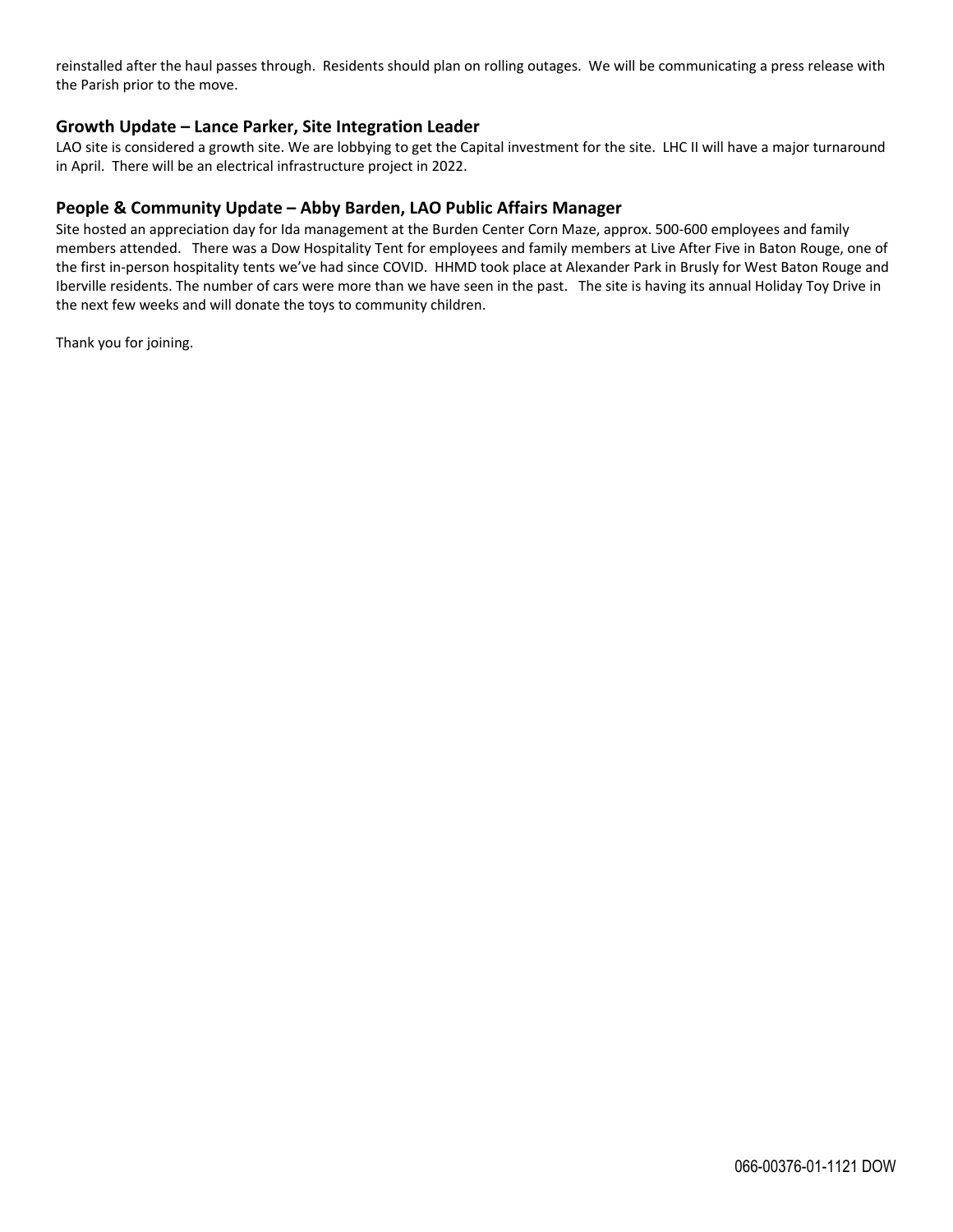reinstalled after the haul passes through. Residents should plan on rolling outages. We will be communicating a press release with the Parish prior to the move.

### Growth Update – Lance Parker, Site Integration Leader

LAO site is considered a growth site. We are lobbying to get the Capital investment for the site. LHC II will have a major turnaround in April. There will be an electrical infrastructure project in 2022.

### People & Community Update – Abby Barden, LAO Public Affairs Manager

Site hosted an appreciation day for Ida management at the Burden Center Corn Maze, approx. 500-600 employees and family members attended. There was a Dow Hospitality Tent for employees and family members at Live After Five in Baton Rouge, one of the first in-person hospitality tents we've had since COVID. HHMD took place at Alexander Park in Brusly for West Baton Rouge and Iberville residents. The number of cars were more than we have seen in the past. The site is having its annual Holiday Toy Drive in the next few weeks and will donate the toys to community children.

Thank you for joining.

066-00376-01-1121 DOW